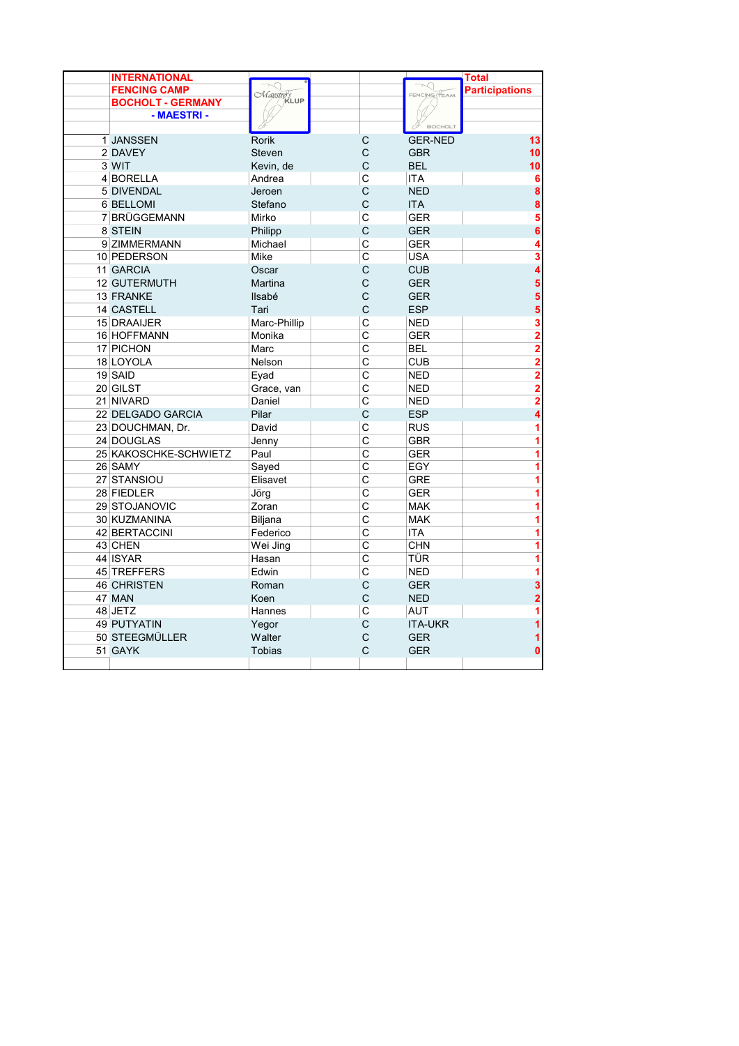| | INTERNATIONAL FENCING CAMP BOCHOLT - GERMANY - MAESTRI - | | | | | Total Participations |
|---|---|---|---|---|---|---|
| 1 | JANSSEN | Rorik | | C | GER-NED | 13 |
| 2 | DAVEY | Steven | | C | GBR | 10 |
| 3 | WIT | Kevin, de | | C | BEL | 10 |
| 4 | BORELLA | Andrea | | C | ITA | 6 |
| 5 | DIVENDAL | Jeroen | | C | NED | 8 |
| 6 | BELLOMI | Stefano | | C | ITA | 8 |
| 7 | BRÜGGEMANN | Mirko | | C | GER | 5 |
| 8 | STEIN | Philipp | | C | GER | 6 |
| 9 | ZIMMERMANN | Michael | | C | GER | 4 |
| 10 | PEDERSON | Mike | | C | USA | 3 |
| 11 | GARCIA | Oscar | | C | CUB | 4 |
| 12 | GUTERMUTH | Martina | | C | GER | 5 |
| 13 | FRANKE | Ilsabé | | C | GER | 5 |
| 14 | CASTELL | Tari | | C | ESP | 5 |
| 15 | DRAAIJER | Marc-Phillip | | C | NED | 3 |
| 16 | HOFFMANN | Monika | | C | GER | 2 |
| 17 | PICHON | Marc | | C | BEL | 2 |
| 18 | LOYOLA | Nelson | | C | CUB | 2 |
| 19 | SAID | Eyad | | C | NED | 2 |
| 20 | GILST | Grace, van | | C | NED | 2 |
| 21 | NIVARD | Daniel | | C | NED | 2 |
| 22 | DELGADO GARCIA | Pilar | | C | ESP | 4 |
| 23 | DOUCHMAN, Dr. | David | | C | RUS | 1 |
| 24 | DOUGLAS | Jenny | | C | GBR | 1 |
| 25 | KAKOSCHKE-SCHWIETZ | Paul | | C | GER | 1 |
| 26 | SAMY | Sayed | | C | EGY | 1 |
| 27 | STANSIOU | Elisavet | | C | GRE | 1 |
| 28 | FIEDLER | Jörg | | C | GER | 1 |
| 29 | STOJANOVIC | Zoran | | C | MAK | 1 |
| 30 | KUZMANINA | Biljana | | C | MAK | 1 |
| 42 | BERTACCINI | Federico | | C | ITA | 1 |
| 43 | CHEN | Wei Jing | | C | CHN | 1 |
| 44 | ISYAR | Hasan | | C | TÜR | 1 |
| 45 | TREFFERS | Edwin | | C | NED | 1 |
| 46 | CHRISTEN | Roman | | C | GER | 3 |
| 47 | MAN | Koen | | C | NED | 2 |
| 48 | JETZ | Hannes | | C | AUT | 1 |
| 49 | PUTYATIN | Yegor | | C | ITA-UKR | 1 |
| 50 | STEEGMÜLLER | Walter | | C | GER | 1 |
| 51 | GAYK | Tobias | | C | GER | 0 |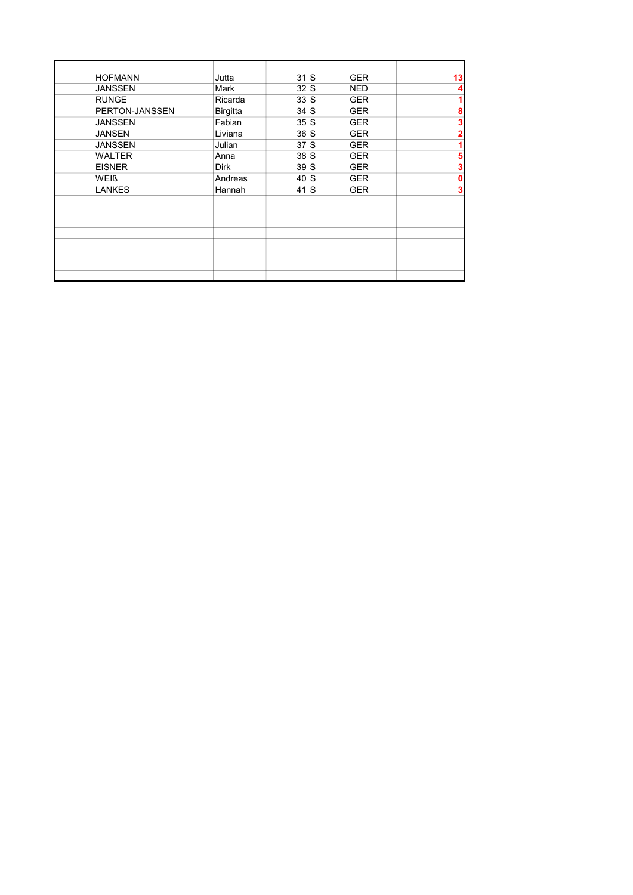| | | | | | | |
|---|---|---|---|---|---|---|
| | HOFMANN | Jutta | 31 | S | GER | 13 |
| | JANSSEN | Mark | 32 | S | NED | 4 |
| | RUNGE | Ricarda | 33 | S | GER | 1 |
| | PERTON-JANSSEN | Birgitta | 34 | S | GER | 8 |
| | JANSSEN | Fabian | 35 | S | GER | 3 |
| | JANSEN | Liviana | 36 | S | GER | 2 |
| | JANSSEN | Julian | 37 | S | GER | 1 |
| | WALTER | Anna | 38 | S | GER | 5 |
| | EISNER | Dirk | 39 | S | GER | 3 |
| | WEIß | Andreas | 40 | S | GER | 0 |
| | LANKES | Hannah | 41 | S | GER | 3 |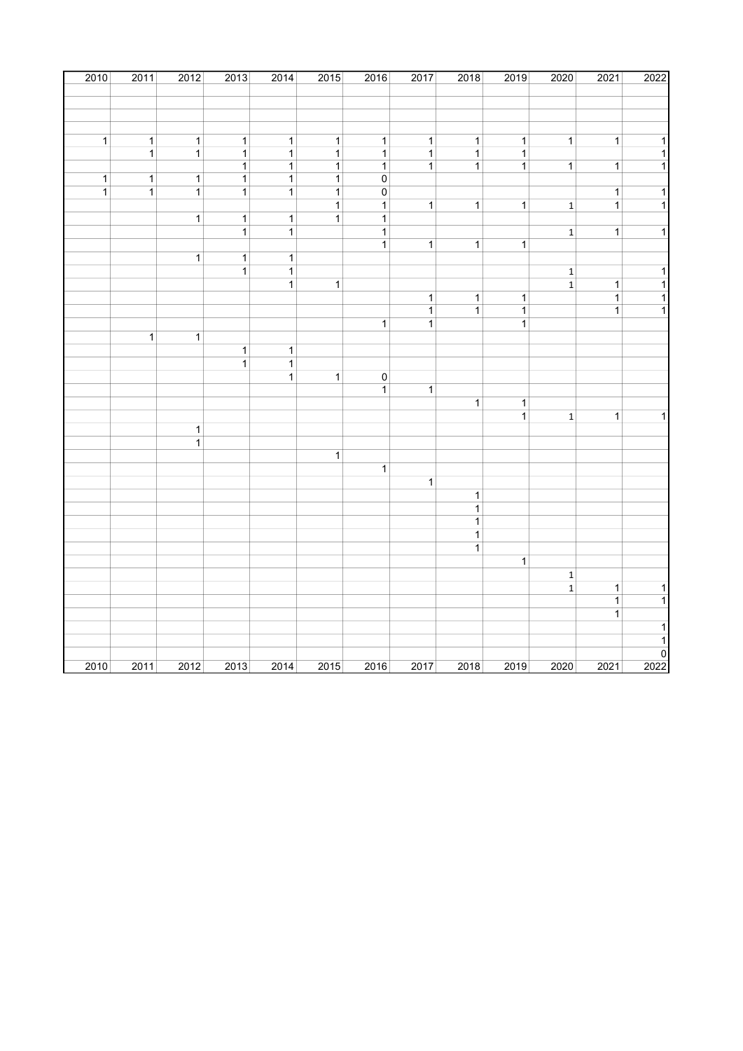| 2010 | 2011 | 2012 | 2013 | 2014 | 2015 | 2016 | 2017 | 2018 | 2019 | 2020 | 2021 | 2022 |
|---|---|---|---|---|---|---|---|---|---|---|---|---|
| | | | | | | | | | | | | |
| | | | | | | | | | | | | |
| | | | | | | | | | | | | |
| | | | | | | | | | | | | |
| 1 | 1 | 1 | 1 | 1 | 1 | 1 | 1 | 1 | 1 | 1 | 1 | 1 |
| | 1 | 1 | 1 | 1 | 1 | 1 | 1 | 1 | 1 | | | 1 |
| | | | 1 | 1 | 1 | 1 | 1 | 1 | 1 | 1 | 1 | 1 |
| 1 | 1 | 1 | 1 | 1 | 1 | 0 | | | | | | |
| 1 | 1 | 1 | 1 | 1 | 1 | 0 | | | | | 1 | 1 |
| | | | | | 1 | 1 | 1 | 1 | 1 | 1 | 1 | 1 |
| | | 1 | 1 | 1 | 1 | 1 | | | | | | |
| | | | 1 | 1 | | 1 | | | | 1 | 1 | 1 |
| | | | | | | 1 | 1 | 1 | 1 | | | |
| | | 1 | 1 | 1 | | | | | | | | |
| | | | 1 | 1 | | | | | | 1 | | 1 |
| | | | | 1 | 1 | | | | | 1 | 1 | 1 |
| | | | | | | | 1 | 1 | 1 | | 1 | 1 |
| | | | | | | | 1 | 1 | 1 | | 1 | 1 |
| | | | | | | 1 | 1 | | 1 | | | |
| | 1 | 1 | | | | | | | | | | |
| | | | 1 | 1 | | | | | | | | |
| | | | 1 | 1 | | | | | | | | |
| | | | | 1 | 1 | 0 | | | | | | |
| | | | | | | 1 | 1 | | | | | |
| | | | | | | | | 1 | 1 | | | |
| | | | | | | | | | 1 | 1 | 1 | 1 |
| | | 1 | | | | | | | | | | |
| | | 1 | | | | | | | | | | |
| | | | | | 1 | | | | | | | |
| | | | | | | 1 | | | | | | |
| | | | | | | | 1 | | | | | |
| | | | | | | | | 1 | | | | |
| | | | | | | | | 1 | | | | |
| | | | | | | | | 1 | | | | |
| | | | | | | | | 1 | | | | |
| | | | | | | | | 1 | | | | |
| | | | | | | | | | 1 | | | |
| | | | | | | | | | | 1 | | |
| | | | | | | | | | | 1 | 1 | 1 |
| | | | | | | | | | | | 1 | 1 |
| | | | | | | | | | | | 1 | |
| | | | | | | | | | | | | 1 |
| | | | | | | | | | | | | 1 |
| | | | | | | | | | | | | 0 |
| 2010 | 2011 | 2012 | 2013 | 2014 | 2015 | 2016 | 2017 | 2018 | 2019 | 2020 | 2021 | 2022 |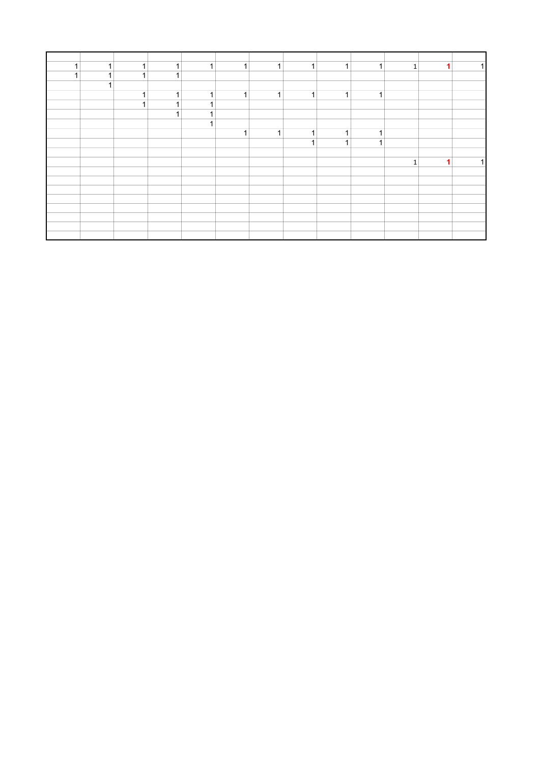| | | | | | | | | | | | | |
|---|---|---|---|---|---|---|---|---|---|---|---|---|
| 1 | 1 | 1 | 1 | 1 | 1 | 1 | 1 | 1 | 1 | 1 | **1** | 1 |
| 1 | 1 | 1 | 1 | | | | | | | | | |
| | 1 | | | | | | | | | | | |
| | | 1 | 1 | 1 | 1 | 1 | 1 | 1 | 1 | | | |
| | | 1 | 1 | 1 | | | | | | | | |
| | | | 1 | 1 | | | | | | | | |
| | | | | 1 | | | | | | | | |
| | | | | | 1 | 1 | 1 | 1 | 1 | | | |
| | | | | | | | 1 | 1 | 1 | | | |
| | | | | | | | | | | | | |
| | | | | | | | | | | 1 | **1** | 1 |
| | | | | | | | | | | | | |
| | | | | | | | | | | | | |
| | | | | | | | | | | | | |
| | | | | | | | | | | | | |
| | | | | | | | | | | | | |
| | | | | | | | | | | | | |
| | | | | | | | | | | | | |
| | | | | | | | | | | | | |